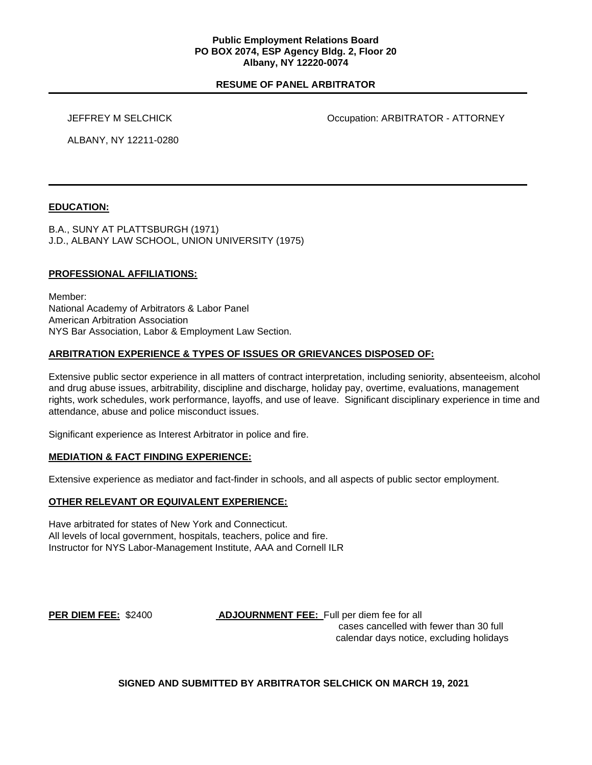**Public Employment Relations Board**
**PO BOX 2074, ESP Agency Bldg. 2, Floor 20**
**Albany, NY 12220-0074**

# RESUME OF PANEL ARBITRATOR

JEFFREY M SELCHICK

Occupation: ARBITRATOR - ATTORNEY

ALBANY, NY 12211-0280

---

## EDUCATION:

B.A., SUNY AT PLATTSBURGH (1971)
J.D., ALBANY LAW SCHOOL, UNION UNIVERSITY (1975)

## PROFESSIONAL AFFILIATIONS:

Member:
National Academy of Arbitrators & Labor Panel
American Arbitration Association
NYS Bar Association, Labor & Employment Law Section.

## ARBITRATION EXPERIENCE & TYPES OF ISSUES OR GRIEVANCES DISPOSED OF:

Extensive public sector experience in all matters of contract interpretation, including seniority, absenteeism, alcohol and drug abuse issues, arbitrability, discipline and discharge, holiday pay, overtime, evaluations, management rights, work schedules, work performance, layoffs, and use of leave. Significant disciplinary experience in time and attendance, abuse and police misconduct issues.

Significant experience as Interest Arbitrator in police and fire.

## MEDIATION & FACT FINDING EXPERIENCE:

Extensive experience as mediator and fact-finder in schools, and all aspects of public sector employment.

## OTHER RELEVANT OR EQUIVALENT EXPERIENCE:

Have arbitrated for states of New York and Connecticut.
All levels of local government, hospitals, teachers, police and fire.
Instructor for NYS Labor-Management Institute, AAA and Cornell ILR

**PER DIEM FEE:** $2400

**ADJOURNMENT FEE:** Full per diem fee for all cases cancelled with fewer than 30 full calendar days notice, excluding holidays

**SIGNED AND SUBMITTED BY ARBITRATOR SELCHICK ON MARCH 19, 2021**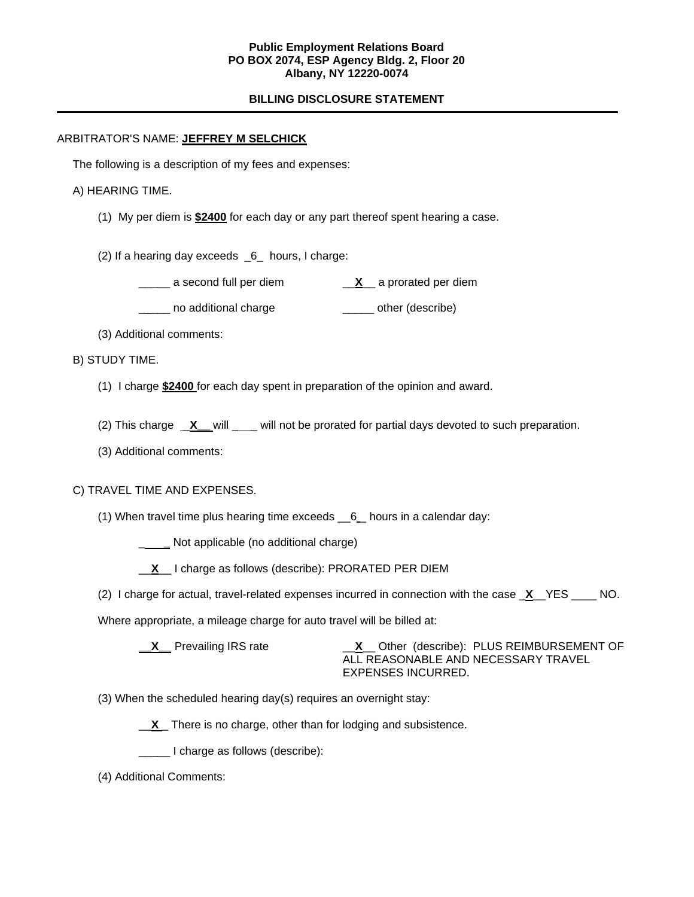**Public Employment Relations Board**
**PO BOX 2074, ESP Agency Bldg. 2, Floor 20**
**Albany, NY 12220-0074**

**BILLING DISCLOSURE STATEMENT**

---

ARBITRATOR'S NAME: **JEFFREY M SELCHICK**

The following is a description of my fees and expenses:

A) HEARING TIME.

(1) My per diem is **$2400** for each day or any part thereof spent hearing a case.

(2) If a hearing day exceeds _6_ hours, I charge:

_____ a second full per diem __**X**__ a prorated per diem

_____ no additional charge _____ other (describe)

(3) Additional comments:

B) STUDY TIME.

(1) I charge **$2400** for each day spent in preparation of the opinion and award.

(2) This charge __**X**__ will ____ will not be prorated for partial days devoted to such preparation.

(3) Additional comments:

C) TRAVEL TIME AND EXPENSES.

(1) When travel time plus hearing time exceeds __6__ hours in a calendar day:

_____ Not applicable (no additional charge)

__**X**__ I charge as follows (describe): PRORATED PER DIEM

(2) I charge for actual, travel-related expenses incurred in connection with the case _**X**__YES ____ NO.

Where appropriate, a mileage charge for auto travel will be billed at:

__**X**__ Prevailing IRS rate __**X**__ Other (describe): PLUS REIMBURSEMENT OF ALL REASONABLE AND NECESSARY TRAVEL EXPENSES INCURRED.

(3) When the scheduled hearing day(s) requires an overnight stay:

__**X**_ There is no charge, other than for lodging and subsistence.

_____ I charge as follows (describe):

(4) Additional Comments: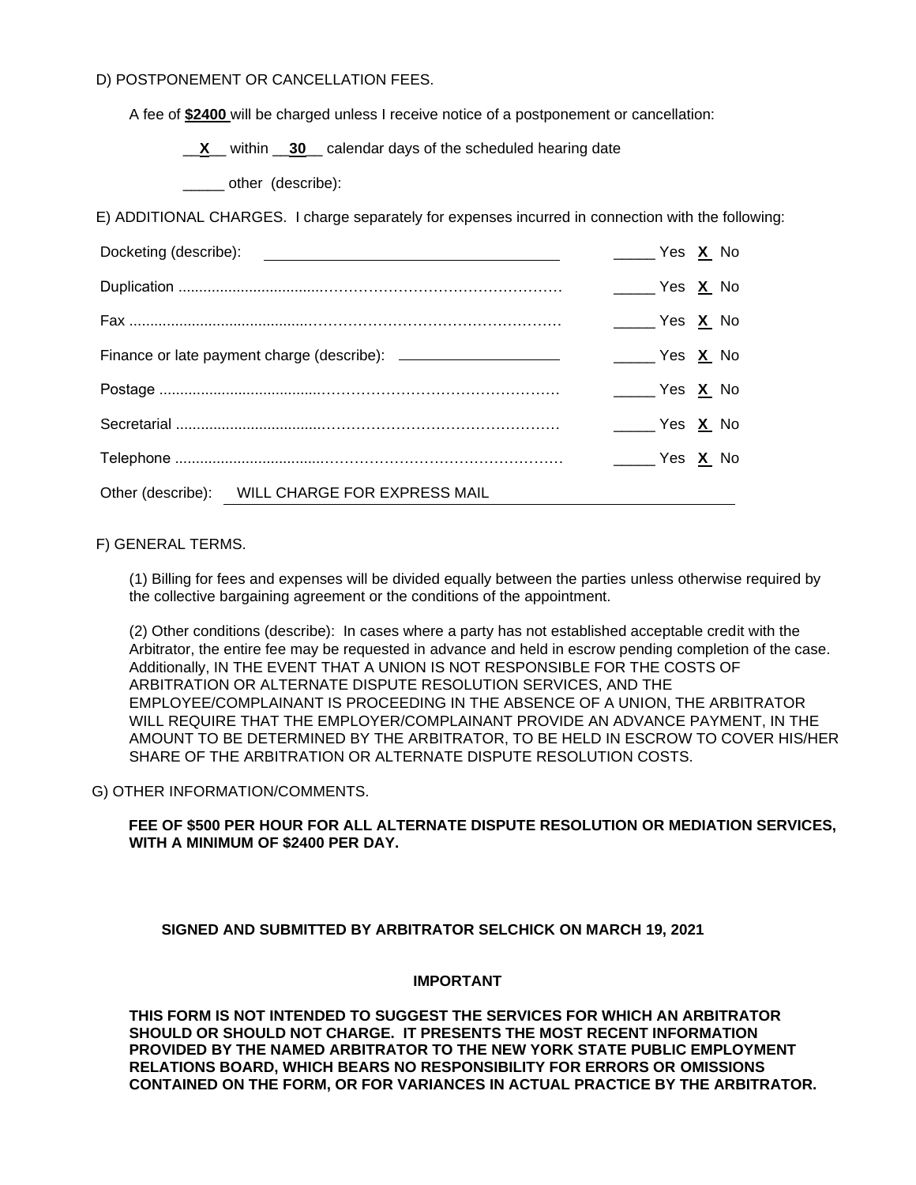D) POSTPONEMENT OR CANCELLATION FEES.

A fee of **$2400** will be charged unless I receive notice of a postponement or cancellation:

__**X**__ within __**30**__ calendar days of the scheduled hearing date

_____ other (describe):

E) ADDITIONAL CHARGES. I charge separately for expenses incurred in connection with the following:

| | |
|---|---|
| Docketing (describe): | _____ Yes **X** No |
| Duplication | _____ Yes **X** No |
| Fax | _____ Yes **X** No |
| Finance or late payment charge (describe): | _____ Yes **X** No |
| Postage | _____ Yes **X** No |
| Secretarial | _____ Yes **X** No |
| Telephone | _____ Yes **X** No |
| Other (describe): WILL CHARGE FOR EXPRESS MAIL | |

F) GENERAL TERMS.

(1) Billing for fees and expenses will be divided equally between the parties unless otherwise required by the collective bargaining agreement or the conditions of the appointment.

(2) Other conditions (describe): In cases where a party has not established acceptable credit with the Arbitrator, the entire fee may be requested in advance and held in escrow pending completion of the case. Additionally, IN THE EVENT THAT A UNION IS NOT RESPONSIBLE FOR THE COSTS OF ARBITRATION OR ALTERNATE DISPUTE RESOLUTION SERVICES, AND THE EMPLOYEE/COMPLAINANT IS PROCEEDING IN THE ABSENCE OF A UNION, THE ARBITRATOR WILL REQUIRE THAT THE EMPLOYER/COMPLAINANT PROVIDE AN ADVANCE PAYMENT, IN THE AMOUNT TO BE DETERMINED BY THE ARBITRATOR, TO BE HELD IN ESCROW TO COVER HIS/HER SHARE OF THE ARBITRATION OR ALTERNATE DISPUTE RESOLUTION COSTS.

G) OTHER INFORMATION/COMMENTS.

**FEE OF $500 PER HOUR FOR ALL ALTERNATE DISPUTE RESOLUTION OR MEDIATION SERVICES, WITH A MINIMUM OF $2400 PER DAY.**

**SIGNED AND SUBMITTED BY ARBITRATOR SELCHICK ON MARCH 19, 2021**

**IMPORTANT**

**THIS FORM IS NOT INTENDED TO SUGGEST THE SERVICES FOR WHICH AN ARBITRATOR SHOULD OR SHOULD NOT CHARGE. IT PRESENTS THE MOST RECENT INFORMATION PROVIDED BY THE NAMED ARBITRATOR TO THE NEW YORK STATE PUBLIC EMPLOYMENT RELATIONS BOARD, WHICH BEARS NO RESPONSIBILITY FOR ERRORS OR OMISSIONS CONTAINED ON THE FORM, OR FOR VARIANCES IN ACTUAL PRACTICE BY THE ARBITRATOR.**